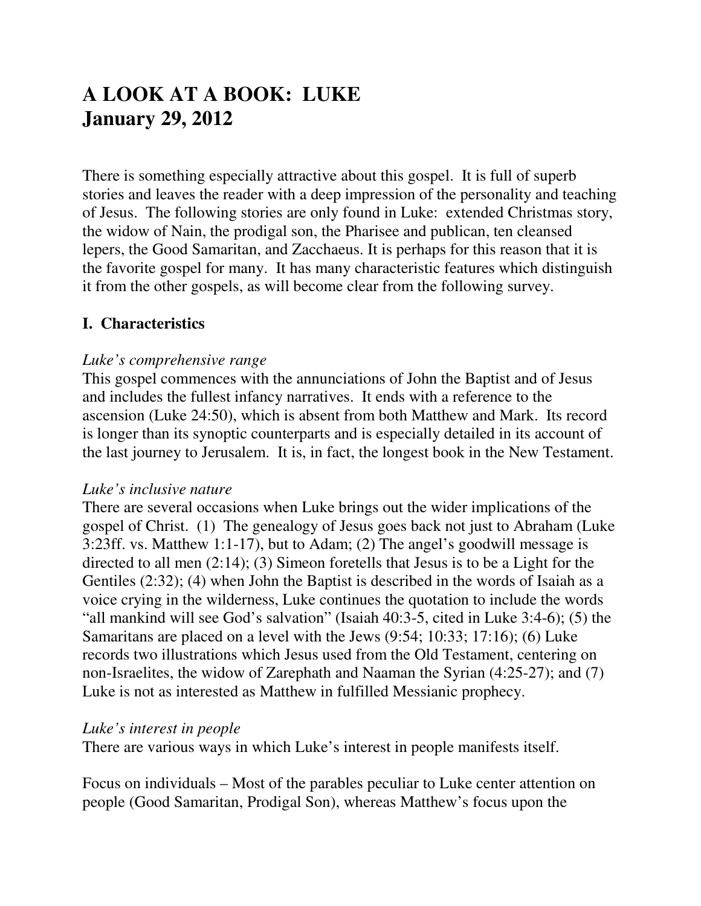# A LOOK AT A BOOK: LUKE
# January 29, 2012

There is something especially attractive about this gospel. It is full of superb stories and leaves the reader with a deep impression of the personality and teaching of Jesus. The following stories are only found in Luke: extended Christmas story, the widow of Nain, the prodigal son, the Pharisee and publican, ten cleansed lepers, the Good Samaritan, and Zacchaeus. It is perhaps for this reason that it is the favorite gospel for many. It has many characteristic features which distinguish it from the other gospels, as will become clear from the following survey.

## I. Characteristics

*Luke's comprehensive range*

This gospel commences with the annunciations of John the Baptist and of Jesus and includes the fullest infancy narratives. It ends with a reference to the ascension (Luke 24:50), which is absent from both Matthew and Mark. Its record is longer than its synoptic counterparts and is especially detailed in its account of the last journey to Jerusalem. It is, in fact, the longest book in the New Testament.

*Luke's inclusive nature*

There are several occasions when Luke brings out the wider implications of the gospel of Christ. (1) The genealogy of Jesus goes back not just to Abraham (Luke 3:23ff. vs. Matthew 1:1-17), but to Adam; (2) The angel's goodwill message is directed to all men (2:14); (3) Simeon foretells that Jesus is to be a Light for the Gentiles (2:32); (4) when John the Baptist is described in the words of Isaiah as a voice crying in the wilderness, Luke continues the quotation to include the words "all mankind will see God's salvation" (Isaiah 40:3-5, cited in Luke 3:4-6); (5) the Samaritans are placed on a level with the Jews (9:54; 10:33; 17:16); (6) Luke records two illustrations which Jesus used from the Old Testament, centering on non-Israelites, the widow of Zarephath and Naaman the Syrian (4:25-27); and (7) Luke is not as interested as Matthew in fulfilled Messianic prophecy.

*Luke's interest in people*

There are various ways in which Luke's interest in people manifests itself.

Focus on individuals – Most of the parables peculiar to Luke center attention on people (Good Samaritan, Prodigal Son), whereas Matthew's focus upon the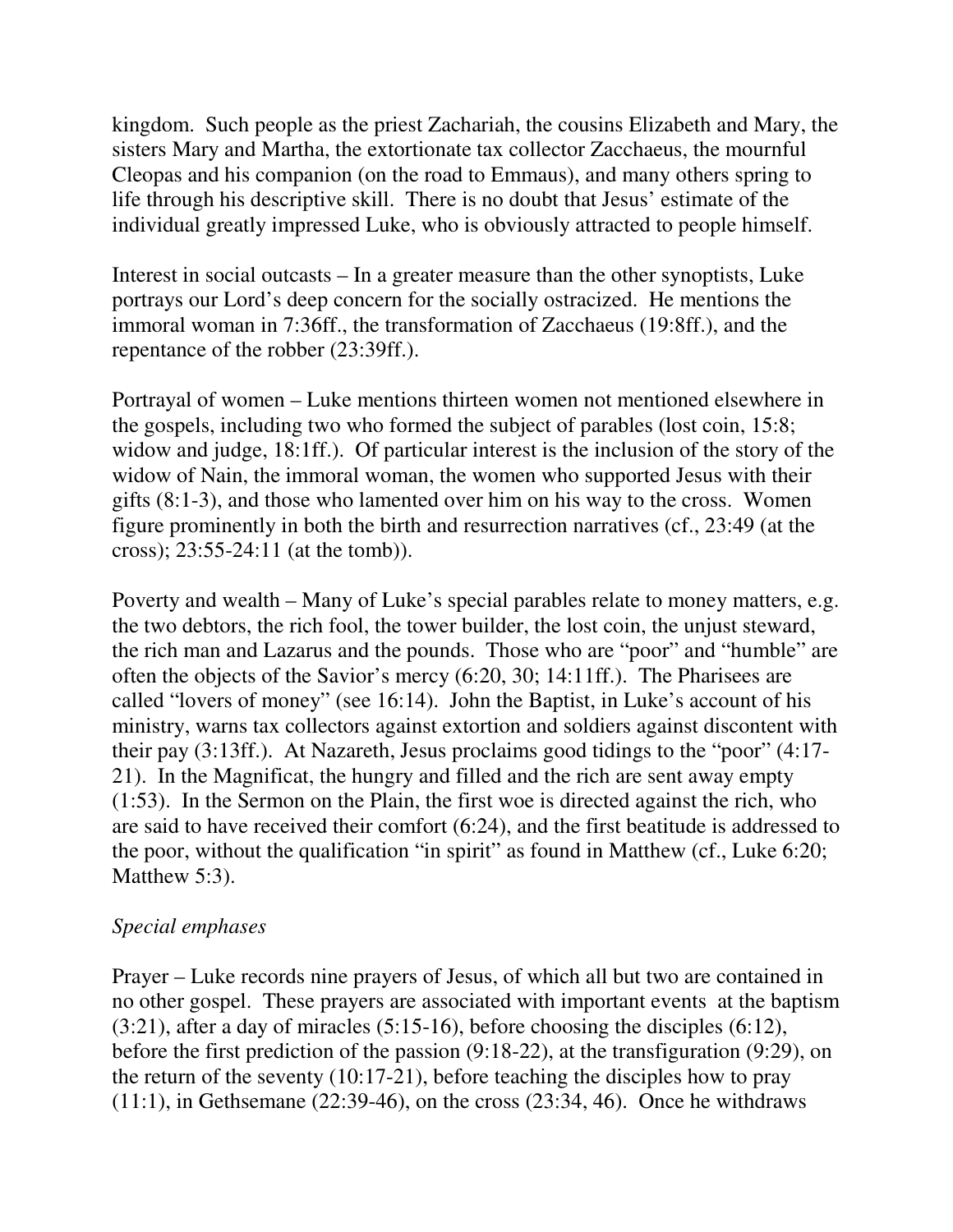kingdom. Such people as the priest Zachariah, the cousins Elizabeth and Mary, the sisters Mary and Martha, the extortionate tax collector Zacchaeus, the mournful Cleopas and his companion (on the road to Emmaus), and many others spring to life through his descriptive skill. There is no doubt that Jesus' estimate of the individual greatly impressed Luke, who is obviously attracted to people himself.

Interest in social outcasts – In a greater measure than the other synoptists, Luke portrays our Lord's deep concern for the socially ostracized. He mentions the immoral woman in 7:36ff., the transformation of Zacchaeus (19:8ff.), and the repentance of the robber (23:39ff.).

Portrayal of women – Luke mentions thirteen women not mentioned elsewhere in the gospels, including two who formed the subject of parables (lost coin, 15:8; widow and judge, 18:1ff.). Of particular interest is the inclusion of the story of the widow of Nain, the immoral woman, the women who supported Jesus with their gifts (8:1-3), and those who lamented over him on his way to the cross. Women figure prominently in both the birth and resurrection narratives (cf., 23:49 (at the cross); 23:55-24:11 (at the tomb)).

Poverty and wealth – Many of Luke's special parables relate to money matters, e.g. the two debtors, the rich fool, the tower builder, the lost coin, the unjust steward, the rich man and Lazarus and the pounds. Those who are "poor" and "humble" are often the objects of the Savior's mercy (6:20, 30; 14:11ff.). The Pharisees are called "lovers of money" (see 16:14). John the Baptist, in Luke's account of his ministry, warns tax collectors against extortion and soldiers against discontent with their pay (3:13ff.). At Nazareth, Jesus proclaims good tidings to the "poor" (4:17-21). In the Magnificat, the hungry and filled and the rich are sent away empty (1:53). In the Sermon on the Plain, the first woe is directed against the rich, who are said to have received their comfort (6:24), and the first beatitude is addressed to the poor, without the qualification "in spirit" as found in Matthew (cf., Luke 6:20; Matthew 5:3).

*Special emphases*

Prayer – Luke records nine prayers of Jesus, of which all but two are contained in no other gospel. These prayers are associated with important events at the baptism (3:21), after a day of miracles (5:15-16), before choosing the disciples (6:12), before the first prediction of the passion (9:18-22), at the transfiguration (9:29), on the return of the seventy (10:17-21), before teaching the disciples how to pray (11:1), in Gethsemane (22:39-46), on the cross (23:34, 46). Once he withdraws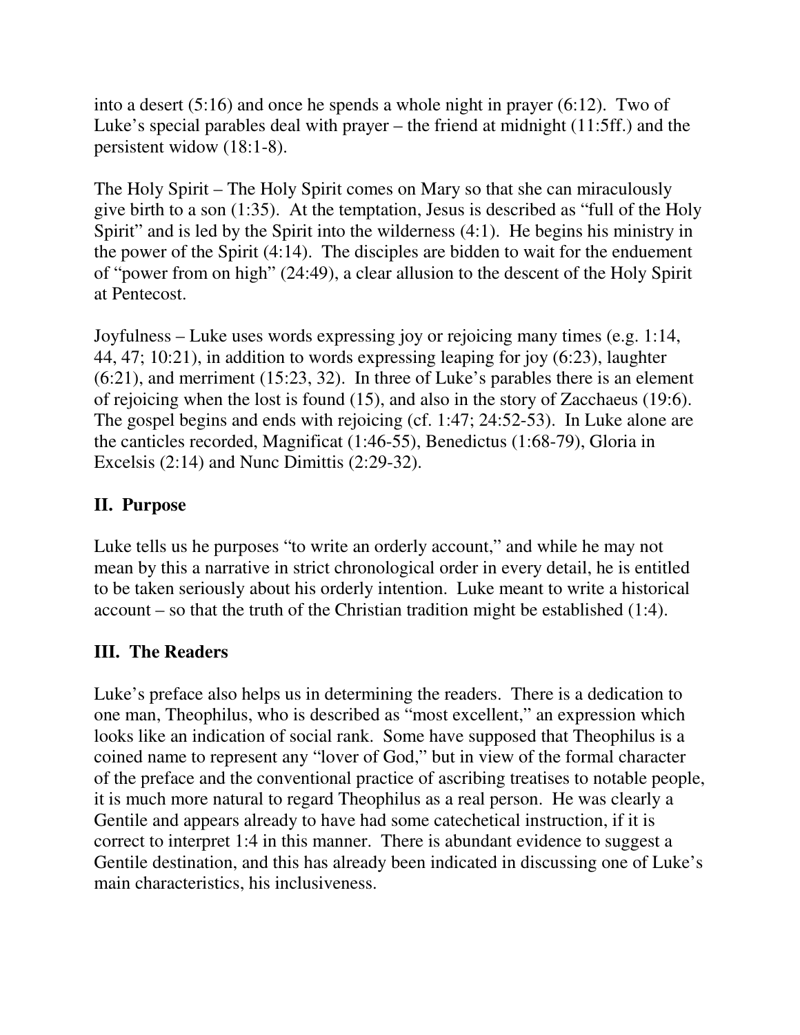into a desert (5:16) and once he spends a whole night in prayer (6:12). Two of Luke's special parables deal with prayer – the friend at midnight (11:5ff.) and the persistent widow (18:1-8).

The Holy Spirit – The Holy Spirit comes on Mary so that she can miraculously give birth to a son (1:35). At the temptation, Jesus is described as "full of the Holy Spirit" and is led by the Spirit into the wilderness (4:1). He begins his ministry in the power of the Spirit (4:14). The disciples are bidden to wait for the enduement of "power from on high" (24:49), a clear allusion to the descent of the Holy Spirit at Pentecost.

Joyfulness – Luke uses words expressing joy or rejoicing many times (e.g. 1:14, 44, 47; 10:21), in addition to words expressing leaping for joy (6:23), laughter (6:21), and merriment (15:23, 32). In three of Luke's parables there is an element of rejoicing when the lost is found (15), and also in the story of Zacchaeus (19:6). The gospel begins and ends with rejoicing (cf. 1:47; 24:52-53). In Luke alone are the canticles recorded, Magnificat (1:46-55), Benedictus (1:68-79), Gloria in Excelsis (2:14) and Nunc Dimittis (2:29-32).

## II. Purpose

Luke tells us he purposes "to write an orderly account," and while he may not mean by this a narrative in strict chronological order in every detail, he is entitled to be taken seriously about his orderly intention. Luke meant to write a historical account – so that the truth of the Christian tradition might be established (1:4).

## III. The Readers

Luke's preface also helps us in determining the readers. There is a dedication to one man, Theophilus, who is described as "most excellent," an expression which looks like an indication of social rank. Some have supposed that Theophilus is a coined name to represent any "lover of God," but in view of the formal character of the preface and the conventional practice of ascribing treatises to notable people, it is much more natural to regard Theophilus as a real person. He was clearly a Gentile and appears already to have had some catechetical instruction, if it is correct to interpret 1:4 in this manner. There is abundant evidence to suggest a Gentile destination, and this has already been indicated in discussing one of Luke's main characteristics, his inclusiveness.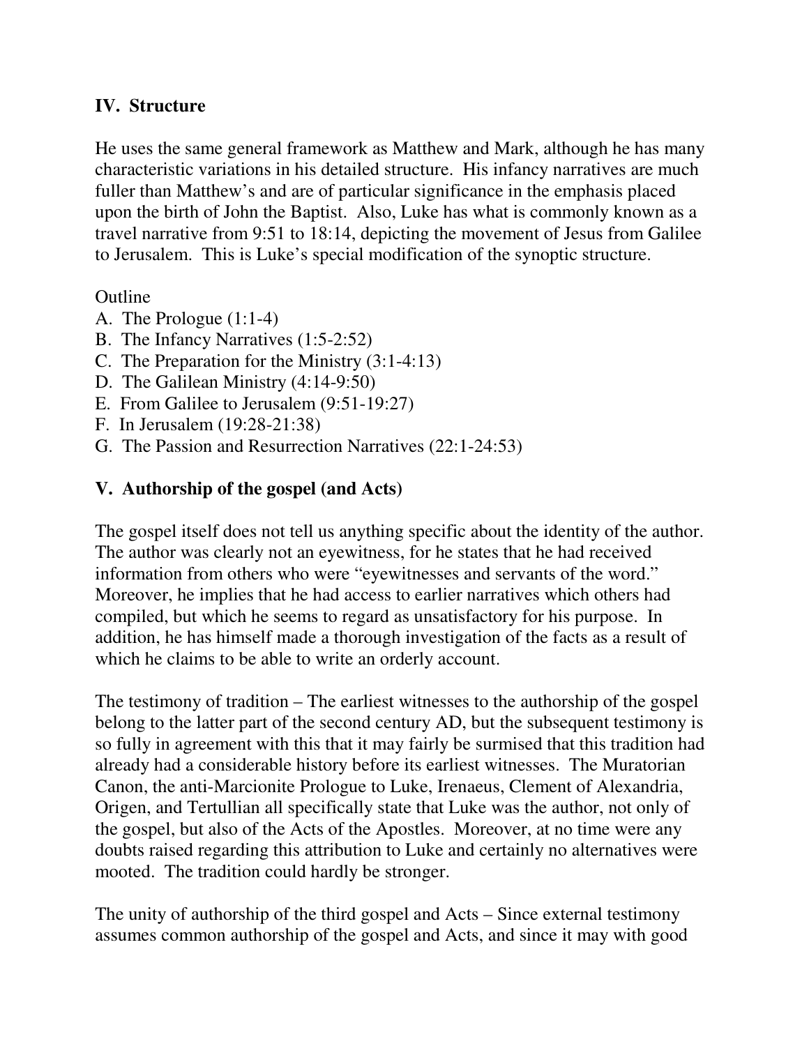## IV. Structure

He uses the same general framework as Matthew and Mark, although he has many characteristic variations in his detailed structure. His infancy narratives are much fuller than Matthew's and are of particular significance in the emphasis placed upon the birth of John the Baptist. Also, Luke has what is commonly known as a travel narrative from 9:51 to 18:14, depicting the movement of Jesus from Galilee to Jerusalem. This is Luke's special modification of the synoptic structure.

Outline

A. The Prologue (1:1-4)
B. The Infancy Narratives (1:5-2:52)
C. The Preparation for the Ministry (3:1-4:13)
D. The Galilean Ministry (4:14-9:50)
E. From Galilee to Jerusalem (9:51-19:27)
F. In Jerusalem (19:28-21:38)
G. The Passion and Resurrection Narratives (22:1-24:53)

## V. Authorship of the gospel (and Acts)

The gospel itself does not tell us anything specific about the identity of the author. The author was clearly not an eyewitness, for he states that he had received information from others who were "eyewitnesses and servants of the word." Moreover, he implies that he had access to earlier narratives which others had compiled, but which he seems to regard as unsatisfactory for his purpose. In addition, he has himself made a thorough investigation of the facts as a result of which he claims to be able to write an orderly account.

The testimony of tradition – The earliest witnesses to the authorship of the gospel belong to the latter part of the second century AD, but the subsequent testimony is so fully in agreement with this that it may fairly be surmised that this tradition had already had a considerable history before its earliest witnesses. The Muratorian Canon, the anti-Marcionite Prologue to Luke, Irenaeus, Clement of Alexandria, Origen, and Tertullian all specifically state that Luke was the author, not only of the gospel, but also of the Acts of the Apostles. Moreover, at no time were any doubts raised regarding this attribution to Luke and certainly no alternatives were mooted. The tradition could hardly be stronger.

The unity of authorship of the third gospel and Acts – Since external testimony assumes common authorship of the gospel and Acts, and since it may with good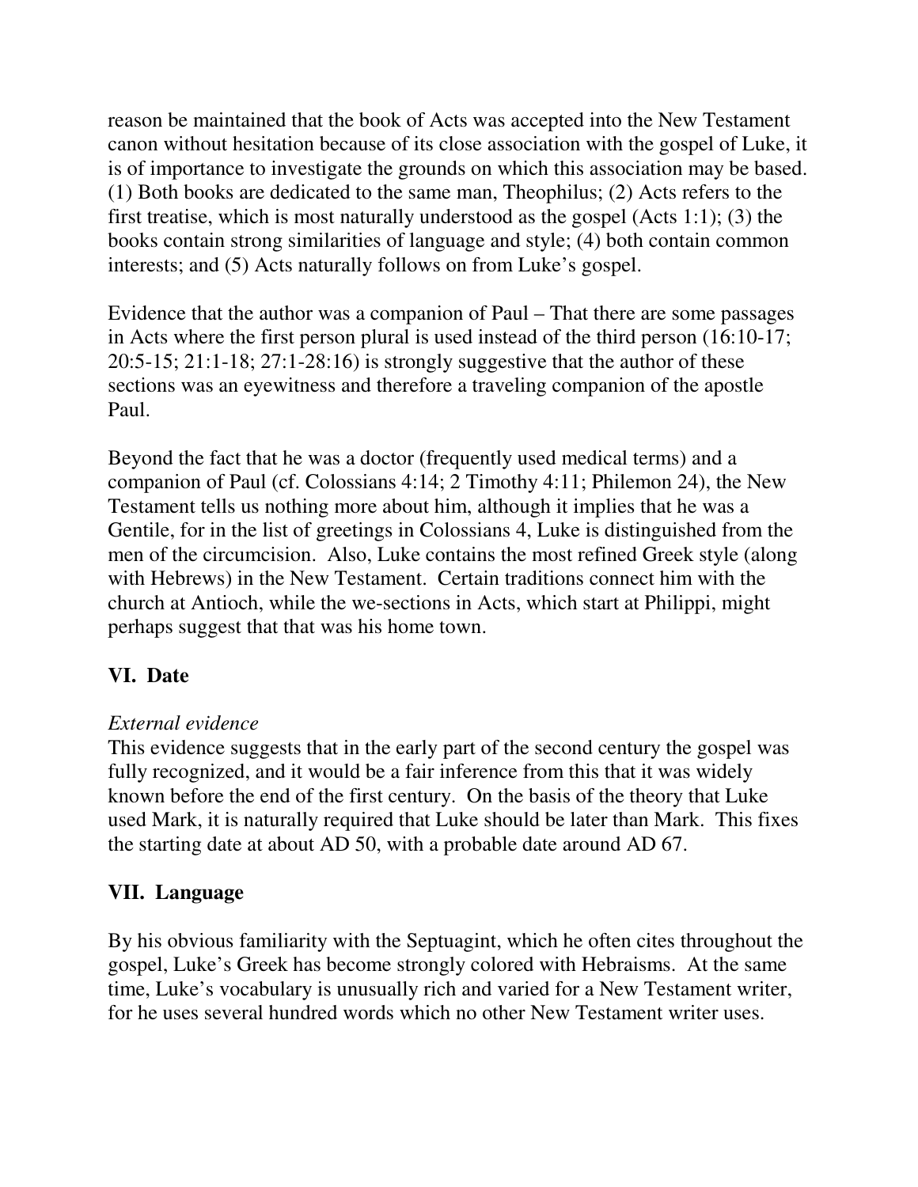reason be maintained that the book of Acts was accepted into the New Testament canon without hesitation because of its close association with the gospel of Luke, it is of importance to investigate the grounds on which this association may be based. (1) Both books are dedicated to the same man, Theophilus; (2) Acts refers to the first treatise, which is most naturally understood as the gospel (Acts 1:1); (3) the books contain strong similarities of language and style; (4) both contain common interests; and (5) Acts naturally follows on from Luke's gospel.

Evidence that the author was a companion of Paul – That there are some passages in Acts where the first person plural is used instead of the third person (16:10-17; 20:5-15; 21:1-18; 27:1-28:16) is strongly suggestive that the author of these sections was an eyewitness and therefore a traveling companion of the apostle Paul.

Beyond the fact that he was a doctor (frequently used medical terms) and a companion of Paul (cf. Colossians 4:14; 2 Timothy 4:11; Philemon 24), the New Testament tells us nothing more about him, although it implies that he was a Gentile, for in the list of greetings in Colossians 4, Luke is distinguished from the men of the circumcision. Also, Luke contains the most refined Greek style (along with Hebrews) in the New Testament. Certain traditions connect him with the church at Antioch, while the we-sections in Acts, which start at Philippi, might perhaps suggest that that was his home town.

## VI. Date

*External evidence*

This evidence suggests that in the early part of the second century the gospel was fully recognized, and it would be a fair inference from this that it was widely known before the end of the first century. On the basis of the theory that Luke used Mark, it is naturally required that Luke should be later than Mark. This fixes the starting date at about AD 50, with a probable date around AD 67.

## VII. Language

By his obvious familiarity with the Septuagint, which he often cites throughout the gospel, Luke's Greek has become strongly colored with Hebraisms. At the same time, Luke's vocabulary is unusually rich and varied for a New Testament writer, for he uses several hundred words which no other New Testament writer uses.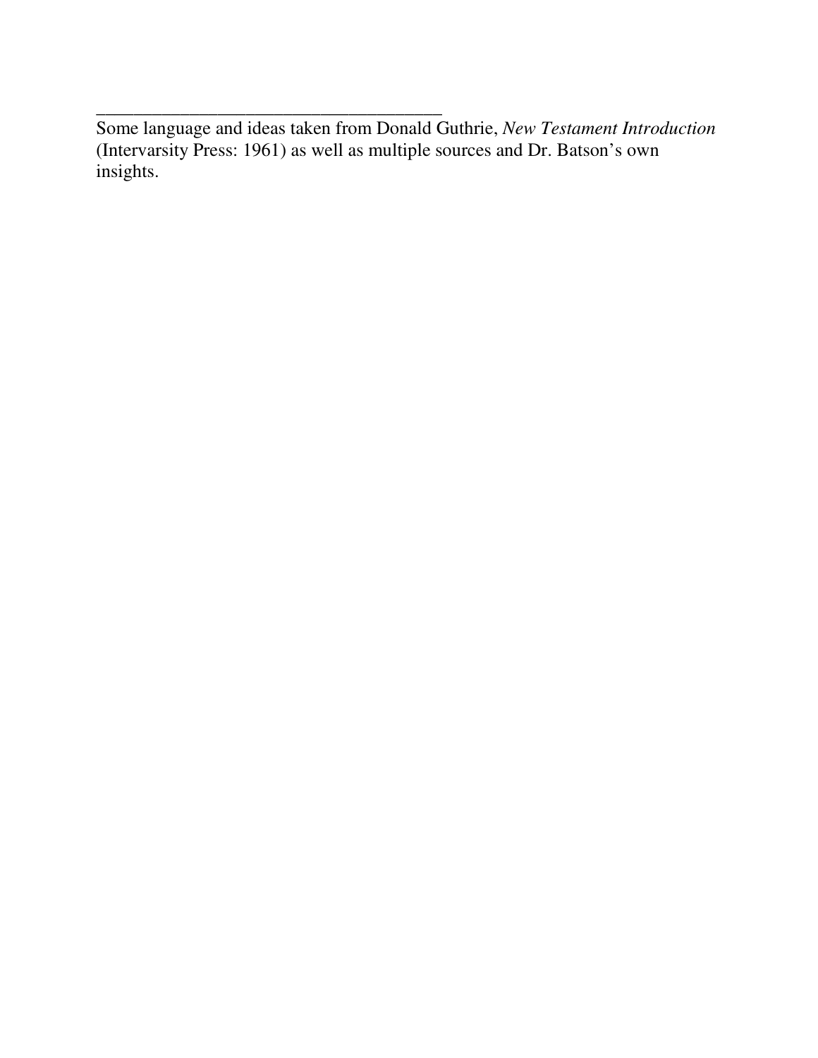______________________________________

Some language and ideas taken from Donald Guthrie, *New Testament Introduction* (Intervarsity Press: 1961) as well as multiple sources and Dr. Batson's own insights.